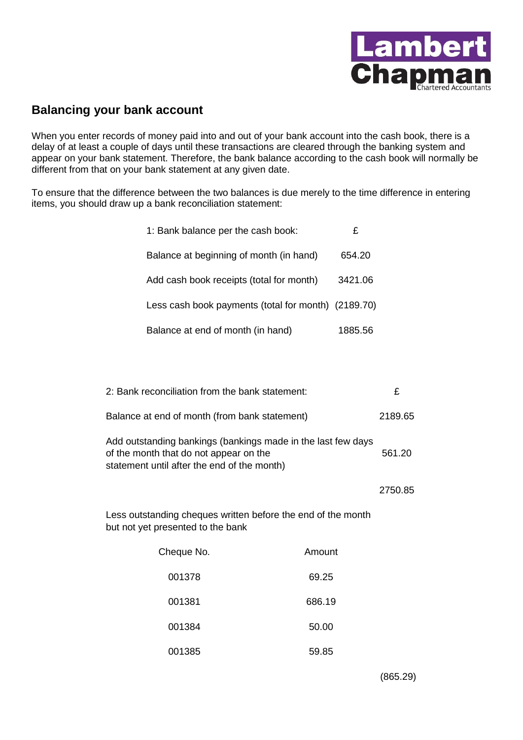Lambert Chapman
Chartered Accountants

## Balancing your bank account

When you enter records of money paid into and out of your bank account into the cash book, there is a delay of at least a couple of days until these transactions are cleared through the banking system and appear on your bank statement. Therefore, the bank balance according to the cash book will normally be different from that on your bank statement at any given date.

To ensure that the difference between the two balances is due merely to the time difference in entering items, you should draw up a bank reconciliation statement:

| 1: Bank balance per the cash book: | £ |
|---|---|
| Balance at beginning of month (in hand) | 654.20 |
| Add cash book receipts (total for month) | 3421.06 |
| Less cash book payments (total for month) | (2189.70) |
| Balance at end of month (in hand) | 1885.56 |

| 2: Bank reconciliation from the bank statement: | | £ |
|---|---|---|
| Balance at end of month (from bank statement) | | 2189.65 |
| Add outstanding bankings (bankings made in the last few days of the month that do not appear on the statement until after the end of the month) | | 561.20 |
| | | 2750.85 |
| Less outstanding cheques written before the end of the month but not yet presented to the bank | | |
| Cheque No. | Amount | |
| 001378 | 69.25 | |
| 001381 | 686.19 | |
| 001384 | 50.00 | |
| 001385 | 59.85 | |
| | | (865.29) |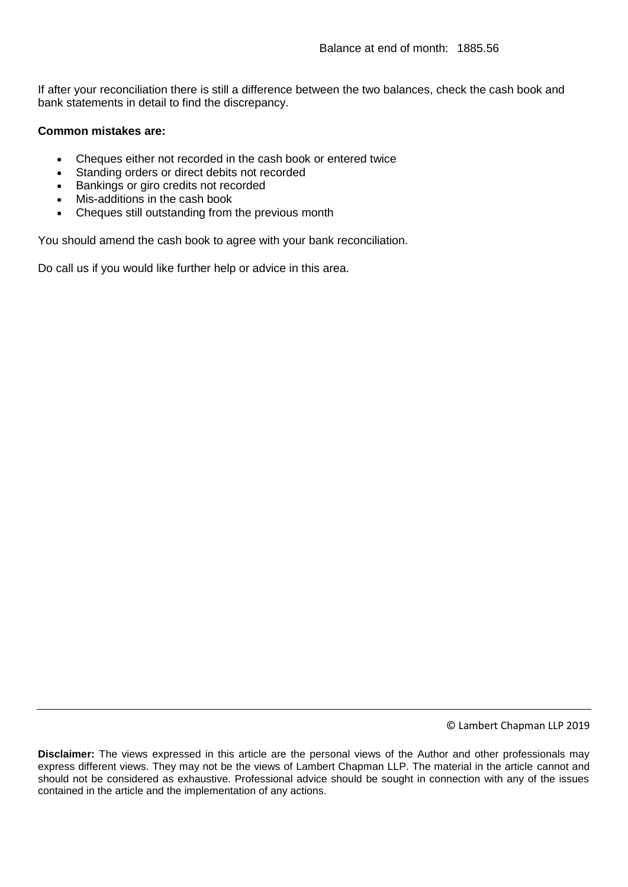Balance at end of month: 1885.56

If after your reconciliation there is still a difference between the two balances, check the cash book and bank statements in detail to find the discrepancy.

**Common mistakes are:**

- Cheques either not recorded in the cash book or entered twice
- Standing orders or direct debits not recorded
- Bankings or giro credits not recorded
- Mis-additions in the cash book
- Cheques still outstanding from the previous month

You should amend the cash book to agree with your bank reconciliation.

Do call us if you would like further help or advice in this area.

---

© Lambert Chapman LLP 2019

**Disclaimer:** The views expressed in this article are the personal views of the Author and other professionals may express different views. They may not be the views of Lambert Chapman LLP. The material in the article cannot and should not be considered as exhaustive. Professional advice should be sought in connection with any of the issues contained in the article and the implementation of any actions.